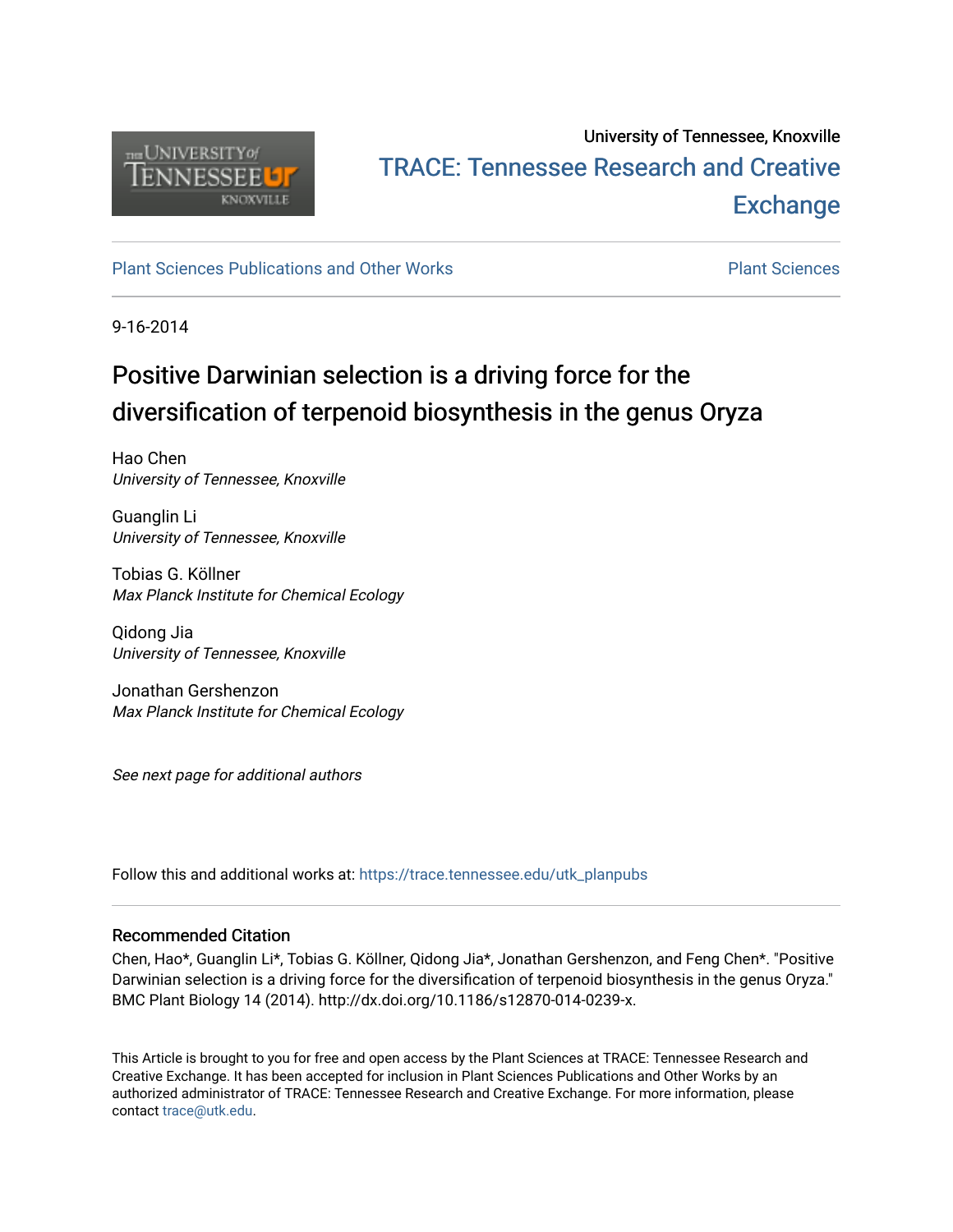University of Tennessee, Knoxville

# TRACE: Tennessee Research and Creative Exchange

Plant Sciences Publications and Other Works

Plant Sciences

9-16-2014

## Positive Darwinian selection is a driving force for the diversification of terpenoid biosynthesis in the genus Oryza

Hao Chen
*University of Tennessee, Knoxville*

Guanglin Li
*University of Tennessee, Knoxville*

Tobias G. Köllner
*Max Planck Institute for Chemical Ecology*

Qidong Jia
*University of Tennessee, Knoxville*

Jonathan Gershenzon
*Max Planck Institute for Chemical Ecology*

*See next page for additional authors*

Follow this and additional works at: https://trace.tennessee.edu/utk_planpubs

### Recommended Citation

Chen, Hao*, Guanglin Li*, Tobias G. Köllner, Qidong Jia*, Jonathan Gershenzon, and Feng Chen*. "Positive Darwinian selection is a driving force for the diversification of terpenoid biosynthesis in the genus Oryza." BMC Plant Biology 14 (2014). http://dx.doi.org/10.1186/s12870-014-0239-x.

This Article is brought to you for free and open access by the Plant Sciences at TRACE: Tennessee Research and Creative Exchange. It has been accepted for inclusion in Plant Sciences Publications and Other Works by an authorized administrator of TRACE: Tennessee Research and Creative Exchange. For more information, please contact trace@utk.edu.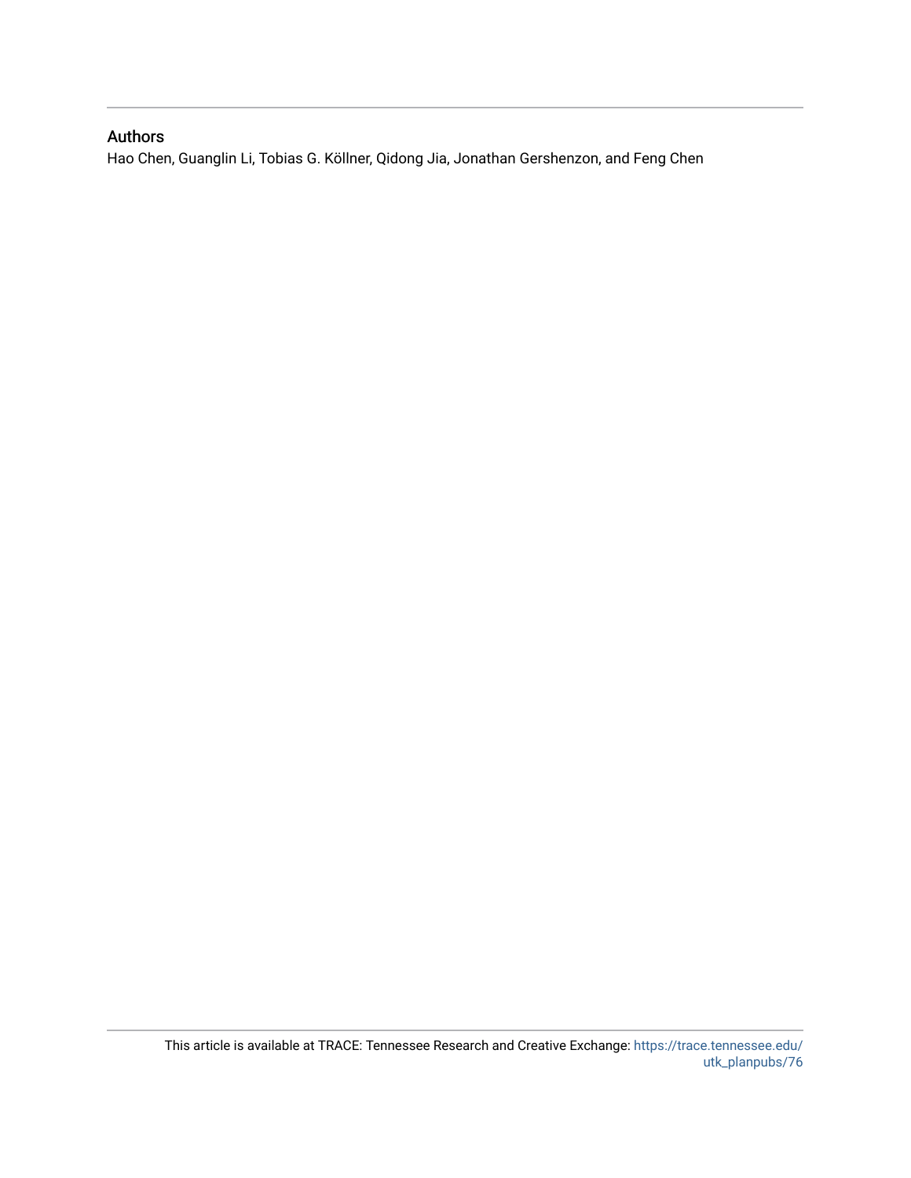## Authors

Hao Chen, Guanglin Li, Tobias G. Köllner, Qidong Jia, Jonathan Gershenzon, and Feng Chen

This article is available at TRACE: Tennessee Research and Creative Exchange: https://trace.tennessee.edu/utk_planpubs/76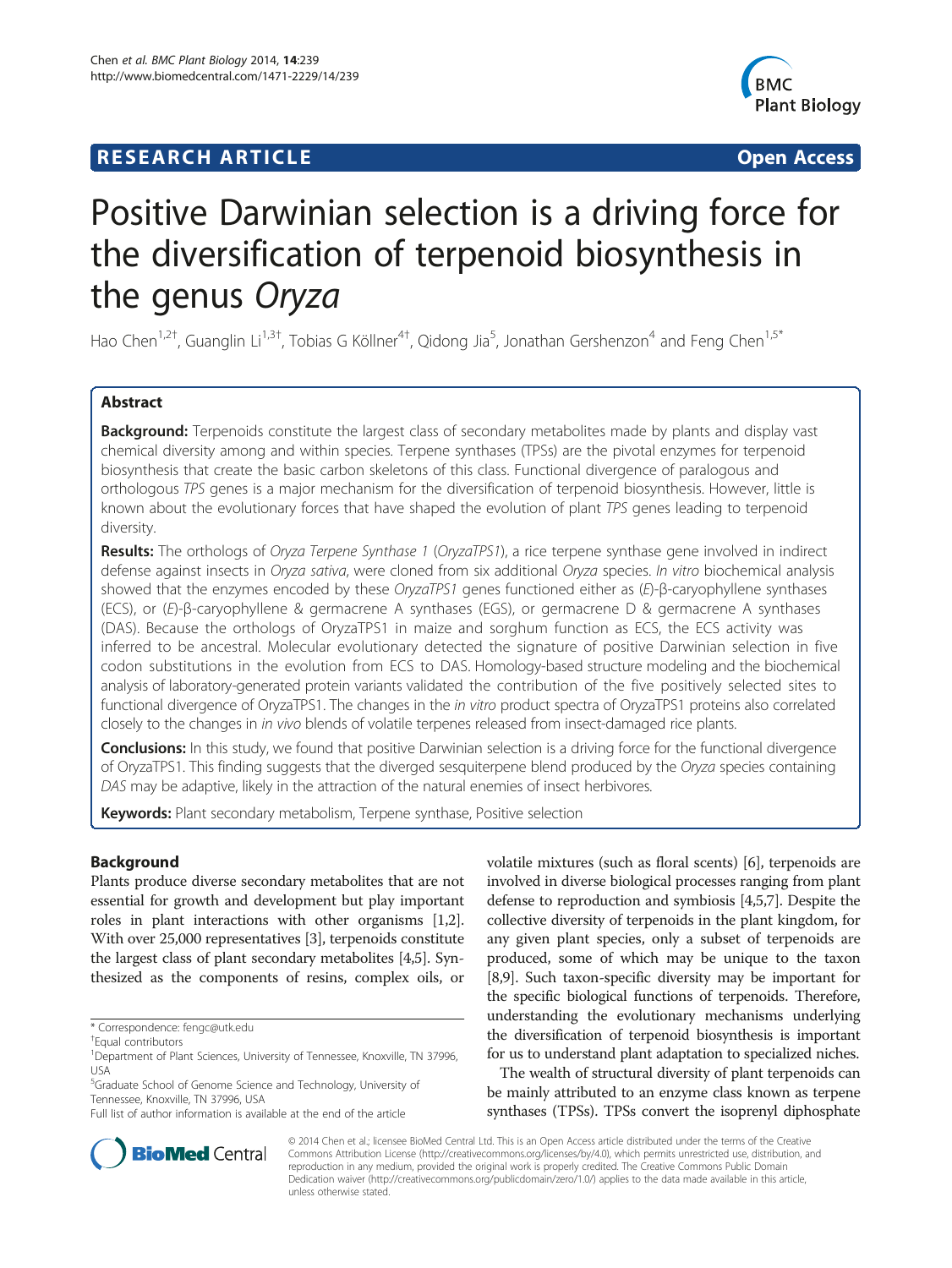# Positive Darwinian selection is a driving force for the diversification of terpenoid biosynthesis in the genus *Oryza*

Hao Chen[1,2†], Guanglin Li[1,3†], Tobias G Köllner[4†], Qidong Jia[5], Jonathan Gershenzon[4] and Feng Chen[1,5*]

## Abstract

**Background:** Terpenoids constitute the largest class of secondary metabolites made by plants and display vast chemical diversity among and within species. Terpene synthases (TPSs) are the pivotal enzymes for terpenoid biosynthesis that create the basic carbon skeletons of this class. Functional divergence of paralogous and orthologous *TPS* genes is a major mechanism for the diversification of terpenoid biosynthesis. However, little is known about the evolutionary forces that have shaped the evolution of plant *TPS* genes leading to terpenoid diversity.

**Results:** The orthologs of *Oryza Terpene Synthase 1* (*OryzaTPS1*), a rice terpene synthase gene involved in indirect defense against insects in *Oryza sativa*, were cloned from six additional *Oryza* species. *In vitro* biochemical analysis showed that the enzymes encoded by these *OryzaTPS1* genes functioned either as (*E*)-β-caryophyllene synthases (ECS), or (*E*)-β-caryophyllene & germacrene A synthases (EGS), or germacrene D & germacrene A synthases (DAS). Because the orthologs of OryzaTPS1 in maize and sorghum function as ECS, the ECS activity was inferred to be ancestral. Molecular evolutionary detected the signature of positive Darwinian selection in five codon substitutions in the evolution from ECS to DAS. Homology-based structure modeling and the biochemical analysis of laboratory-generated protein variants validated the contribution of the five positively selected sites to functional divergence of OryzaTPS1. The changes in the *in vitro* product spectra of OryzaTPS1 proteins also correlated closely to the changes in *in vivo* blends of volatile terpenes released from insect-damaged rice plants.

**Conclusions:** In this study, we found that positive Darwinian selection is a driving force for the functional divergence of OryzaTPS1. This finding suggests that the diverged sesquiterpene blend produced by the *Oryza* species containing *DAS* may be adaptive, likely in the attraction of the natural enemies of insect herbivores.

**Keywords:** Plant secondary metabolism, Terpene synthase, Positive selection

## Background

Plants produce diverse secondary metabolites that are not essential for growth and development but play important roles in plant interactions with other organisms [1,2]. With over 25,000 representatives [3], terpenoids constitute the largest class of plant secondary metabolites [4,5]. Synthesized as the components of resins, complex oils, or volatile mixtures (such as floral scents) [6], terpenoids are involved in diverse biological processes ranging from plant defense to reproduction and symbiosis [4,5,7]. Despite the collective diversity of terpenoids in the plant kingdom, for any given plant species, only a subset of terpenoids are produced, some of which may be unique to the taxon [8,9]. Such taxon-specific diversity may be important for the specific biological functions of terpenoids. Therefore, understanding the evolutionary mechanisms underlying the diversification of terpenoid biosynthesis is important for us to understand plant adaptation to specialized niches.

The wealth of structural diversity of plant terpenoids can be mainly attributed to an enzyme class known as terpene synthases (TPSs). TPSs convert the isoprenyl diphosphate

\* Correspondence: fengc@utk.edu
† Equal contributors
[1] Department of Plant Sciences, University of Tennessee, Knoxville, TN 37996, USA
[5] Graduate School of Genome Science and Technology, University of Tennessee, Knoxville, TN 37996, USA
Full list of author information is available at the end of the article

© 2014 Chen et al.; licensee BioMed Central Ltd. This is an Open Access article distributed under the terms of the Creative Commons Attribution License (http://creativecommons.org/licenses/by/4.0), which permits unrestricted use, distribution, and reproduction in any medium, provided the original work is properly credited. The Creative Commons Public Domain Dedication waiver (http://creativecommons.org/publicdomain/zero/1.0/) applies to the data made available in this article, unless otherwise stated.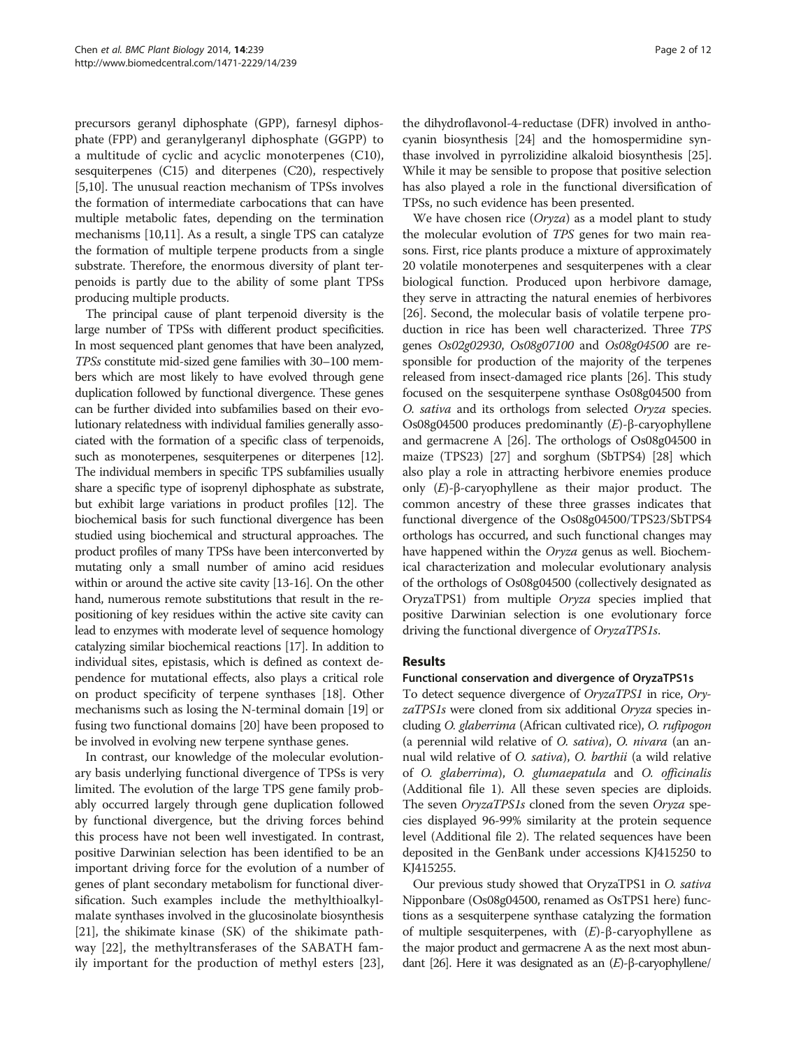precursors geranyl diphosphate (GPP), farnesyl diphosphate (FPP) and geranylgeranyl diphosphate (GGPP) to a multitude of cyclic and acyclic monoterpenes (C10), sesquiterpenes (C15) and diterpenes (C20), respectively [5,10]. The unusual reaction mechanism of TPSs involves the formation of intermediate carbocations that can have multiple metabolic fates, depending on the termination mechanisms [10,11]. As a result, a single TPS can catalyze the formation of multiple terpene products from a single substrate. Therefore, the enormous diversity of plant terpenoids is partly due to the ability of some plant TPSs producing multiple products.

The principal cause of plant terpenoid diversity is the large number of TPSs with different product specificities. In most sequenced plant genomes that have been analyzed, *TPSs* constitute mid-sized gene families with 30–100 members which are most likely to have evolved through gene duplication followed by functional divergence. These genes can be further divided into subfamilies based on their evolutionary relatedness with individual families generally associated with the formation of a specific class of terpenoids, such as monoterpenes, sesquiterpenes or diterpenes [12]. The individual members in specific TPS subfamilies usually share a specific type of isoprenyl diphosphate as substrate, but exhibit large variations in product profiles [12]. The biochemical basis for such functional divergence has been studied using biochemical and structural approaches. The product profiles of many TPSs have been interconverted by mutating only a small number of amino acid residues within or around the active site cavity [13-16]. On the other hand, numerous remote substitutions that result in the repositioning of key residues within the active site cavity can lead to enzymes with moderate level of sequence homology catalyzing similar biochemical reactions [17]. In addition to individual sites, epistasis, which is defined as context dependence for mutational effects, also plays a critical role on product specificity of terpene synthases [18]. Other mechanisms such as losing the N-terminal domain [19] or fusing two functional domains [20] have been proposed to be involved in evolving new terpene synthase genes.

In contrast, our knowledge of the molecular evolutionary basis underlying functional divergence of TPSs is very limited. The evolution of the large TPS gene family probably occurred largely through gene duplication followed by functional divergence, but the driving forces behind this process have not been well investigated. In contrast, positive Darwinian selection has been identified to be an important driving force for the evolution of a number of genes of plant secondary metabolism for functional diversification. Such examples include the methylthioalkylmalate synthases involved in the glucosinolate biosynthesis [21], the shikimate kinase (SK) of the shikimate pathway [22], the methyltransferases of the SABATH family important for the production of methyl esters [23], the dihydroflavonol-4-reductase (DFR) involved in anthocyanin biosynthesis [24] and the homospermidine synthase involved in pyrrolizidine alkaloid biosynthesis [25]. While it may be sensible to propose that positive selection has also played a role in the functional diversification of TPSs, no such evidence has been presented.

We have chosen rice (*Oryza*) as a model plant to study the molecular evolution of *TPS* genes for two main reasons. First, rice plants produce a mixture of approximately 20 volatile monoterpenes and sesquiterpenes with a clear biological function. Produced upon herbivore damage, they serve in attracting the natural enemies of herbivores [26]. Second, the molecular basis of volatile terpene production in rice has been well characterized. Three *TPS* genes *Os02g02930*, *Os08g07100* and *Os08g04500* are responsible for production of the majority of the terpenes released from insect-damaged rice plants [26]. This study focused on the sesquiterpene synthase Os08g04500 from *O. sativa* and its orthologs from selected *Oryza* species. Os08g04500 produces predominantly (*E*)-β-caryophyllene and germacrene A [26]. The orthologs of Os08g04500 in maize (TPS23) [27] and sorghum (SbTPS4) [28] which also play a role in attracting herbivore enemies produce only (*E*)-β-caryophyllene as their major product. The common ancestry of these three grasses indicates that functional divergence of the Os08g04500/TPS23/SbTPS4 orthologs has occurred, and such functional changes may have happened within the *Oryza* genus as well. Biochemical characterization and molecular evolutionary analysis of the orthologs of Os08g04500 (collectively designated as OryzaTPS1) from multiple *Oryza* species implied that positive Darwinian selection is one evolutionary force driving the functional divergence of *OryzaTPS1s*.

## Results

### Functional conservation and divergence of OryzaTPS1s

To detect sequence divergence of *OryzaTPS1* in rice, *OryzaTPS1s* were cloned from six additional *Oryza* species including *O. glaberrima* (African cultivated rice), *O. rufipogon* (a perennial wild relative of *O. sativa*), *O. nivara* (an annual wild relative of *O. sativa*), *O. barthii* (a wild relative of *O. glaberrima*), *O. glumaepatula* and *O. officinalis* (Additional file 1). All these seven species are diploids. The seven *OryzaTPS1s* cloned from the seven *Oryza* species displayed 96-99% similarity at the protein sequence level (Additional file 2). The related sequences have been deposited in the GenBank under accessions KJ415250 to KJ415255.

Our previous study showed that OryzaTPS1 in *O. sativa* Nipponbare (Os08g04500, renamed as OsTPS1 here) functions as a sesquiterpene synthase catalyzing the formation of multiple sesquiterpenes, with (*E*)-β-caryophyllene as the major product and germacrene A as the next most abundant [26]. Here it was designated as an (*E*)-β-caryophyllene/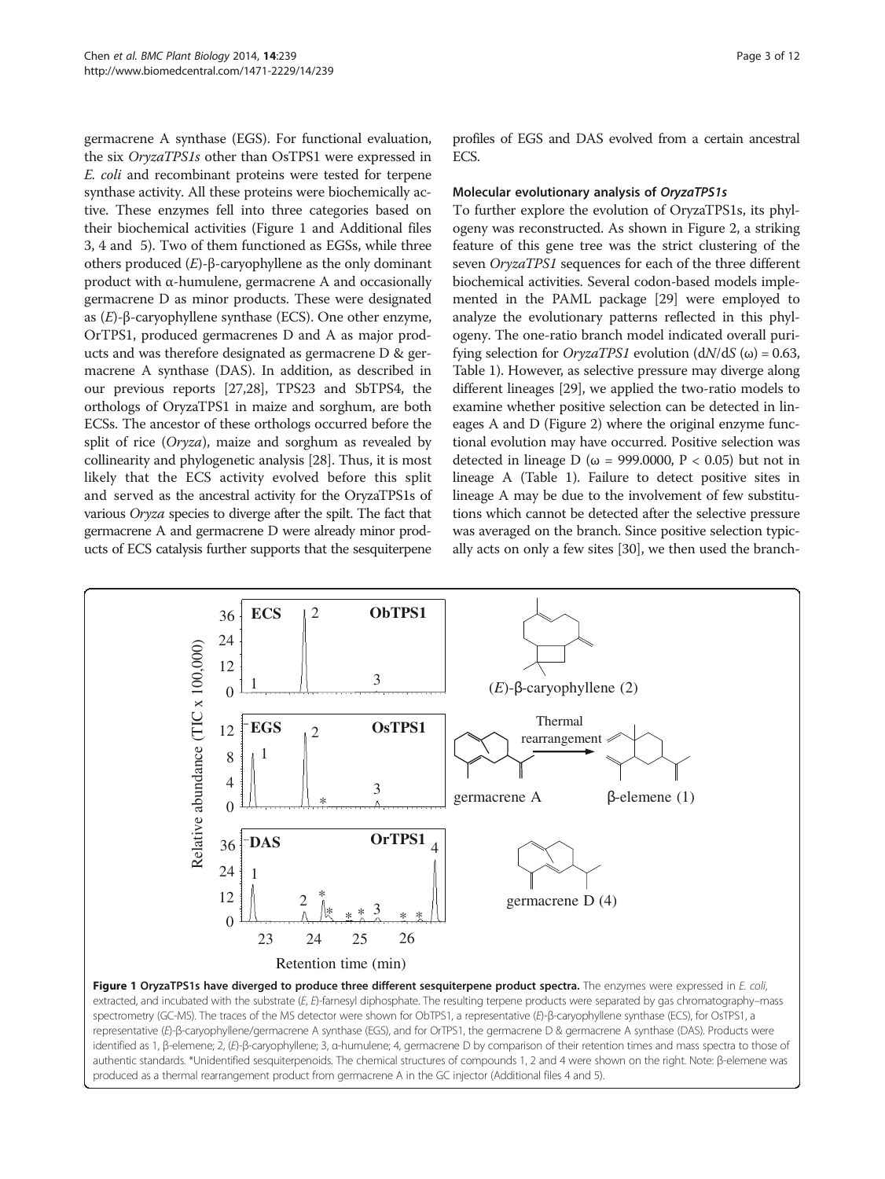germacrene A synthase (EGS). For functional evaluation, the six *OryzaTPS1s* other than OsTPS1 were expressed in *E. coli* and recombinant proteins were tested for terpene synthase activity. All these proteins were biochemically active. These enzymes fell into three categories based on their biochemical activities (Figure 1 and Additional files 3, 4 and 5). Two of them functioned as EGSs, while three others produced (*E*)-β-caryophyllene as the only dominant product with α-humulene, germacrene A and occasionally germacrene D as minor products. These were designated as (*E*)-β-caryophyllene synthase (ECS). One other enzyme, OrTPS1, produced germacrenes D and A as major products and was therefore designated as germacrene D & germacrene A synthase (DAS). In addition, as described in our previous reports [27,28], TPS23 and SbTPS4, the orthologs of OryzaTPS1 in maize and sorghum, are both ECSs. The ancestor of these orthologs occurred before the split of rice (*Oryza*), maize and sorghum as revealed by collinearity and phylogenetic analysis [28]. Thus, it is most likely that the ECS activity evolved before this split and served as the ancestral activity for the OryzaTPS1s of various *Oryza* species to diverge after the spilt. The fact that germacrene A and germacrene D were already minor products of ECS catalysis further supports that the sesquiterpene profiles of EGS and DAS evolved from a certain ancestral ECS.

### Molecular evolutionary analysis of *OryzaTPS1s*

To further explore the evolution of OryzaTPS1s, its phylogeny was reconstructed. As shown in Figure 2, a striking feature of this gene tree was the strict clustering of the seven *OryzaTPS1* sequences for each of the three different biochemical activities. Several codon-based models implemented in the PAML package [29] were employed to analyze the evolutionary patterns reflected in this phylogeny. The one-ratio branch model indicated overall purifying selection for *OryzaTPS1* evolution (d*N*/d*S* (ω) = 0.63, Table 1). However, as selective pressure may diverge along different lineages [29], we applied the two-ratio models to examine whether positive selection can be detected in lineages A and D (Figure 2) where the original enzyme functional evolution may have occurred. Positive selection was detected in lineage D (ω = 999.0000, $P < 0.05$) but not in lineage A (Table 1). Failure to detect positive sites in lineage A may be due to the involvement of few substitutions which cannot be detected after the selective pressure was averaged on the branch. Since positive selection typically acts on only a few sites [30], we then used the branch-

**Figure 1 OryzaTPS1s have diverged to produce three different sesquiterpene product spectra.** The enzymes were expressed in *E. coli*, extracted, and incubated with the substrate (*E, E*)-farnesyl diphosphate. The resulting terpene products were separated by gas chromatography–mass spectrometry (GC-MS). The traces of the MS detector were shown for ObTPS1, a representative (*E*)-β-caryophyllene synthase (ECS), for OsTPS1, a representative (*E*)-β-caryophyllene/germacrene A synthase (EGS), and for OrTPS1, the germacrene D & germacrene A synthase (DAS). Products were identified as 1, β-elemene; 2, (*E*)-β-caryophyllene; 3, α-humulene; 4, germacrene D by comparison of their retention times and mass spectra to those of authentic standards. *Unidentified sesquiterpenoids. The chemical structures of compounds 1, 2 and 4 were shown on the right. Note: β-elemene was produced as a thermal rearrangement product from germacrene A in the GC injector (Additional files 4 and 5).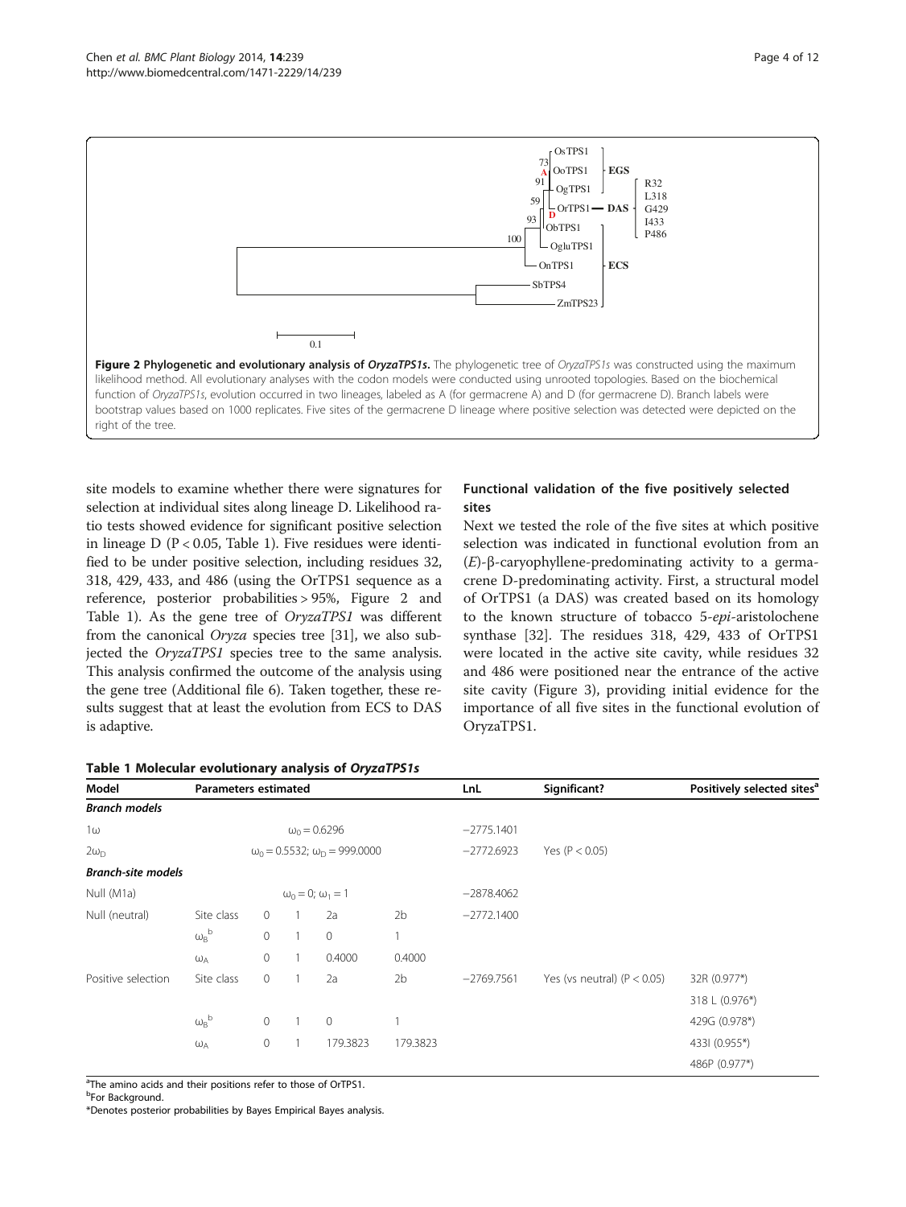**Figure 2 Phylogenetic and evolutionary analysis of *OryzaTPS1s*.** The phylogenetic tree of *OryzaTPS1s* was constructed using the maximum likelihood method. All evolutionary analyses with the codon models were conducted using unrooted topologies. Based on the biochemical function of *OryzaTPS1s*, evolution occurred in two lineages, labeled as A (for germacrene A) and D (for germacrene D). Branch labels were bootstrap values based on 1000 replicates. Five sites of the germacrene D lineage where positive selection was detected were depicted on the right of the tree.

site models to examine whether there were signatures for selection at individual sites along lineage D. Likelihood ratio tests showed evidence for significant positive selection in lineage D ($P < 0.05$, Table 1). Five residues were identified to be under positive selection, including residues 32, 318, 429, 433, and 486 (using the OrTPS1 sequence as a reference, posterior probabilities > 95%, Figure 2 and Table 1). As the gene tree of *OryzaTPS1* was different from the canonical *Oryza* species tree [31], we also subjected the *OryzaTPS1* species tree to the same analysis. This analysis confirmed the outcome of the analysis using the gene tree (Additional file 6). Taken together, these results suggest that at least the evolution from ECS to DAS is adaptive.

## Functional validation of the five positively selected sites

Next we tested the role of the five sites at which positive selection was indicated in functional evolution from an (*E*)-β-caryophyllene-predominating activity to a germacrene D-predominating activity. First, a structural model of OrTPS1 (a DAS) was created based on its homology to the known structure of tobacco 5-*epi*-aristolochene synthase [32]. The residues 318, 429, 433 of OrTPS1 were located in the active site cavity, while residues 32 and 486 were positioned near the entrance of the active site cavity (Figure 3), providing initial evidence for the importance of all five sites in the functional evolution of OryzaTPS1.

**Table 1 Molecular evolutionary analysis of *OryzaTPS1s***

| Model | Parameters estimated | | | | | LnL | Significant? | Positively selected sites[a] |
|---|---|---|---|---|---|---|---|---|
| ***Branch models*** | | | | | | | | |
| 1ω | $\omega_0 = 0.6296$ | | | | | −2775.1401 | | |
| $2\omega_D$ | $\omega_0 = 0.5532$; $\omega_D = 999.0000$ | | | | | −2772.6923 | Yes ($P < 0.05$) | |
| ***Branch-site models*** | | | | | | | | |
| Null (M1a) | $\omega_0 = 0$; $\omega_1 = 1$ | | | | | −2878.4062 | | |
| Null (neutral) | Site class | 0 | 1 | 2a | 2b | −2772.1400 | | |
| | $\omega_B$[b] | 0 | 1 | 0 | 1 | | | |
| | $\omega_A$ | 0 | 1 | 0.4000 | 0.4000 | | | |
| Positive selection | Site class | 0 | 1 | 2a | 2b | −2769.7561 | Yes (vs neutral) ($P < 0.05$) | 32R (0.977*) |
| | | | | | | | | 318 L (0.976*) |
| | $\omega_B$[b] | 0 | 1 | 0 | 1 | | | 429G (0.978*) |
| | $\omega_A$ | 0 | 1 | 179.3823 | 179.3823 | | | 433I (0.955*) |
| | | | | | | | | 486P (0.977*) |

[a]The amino acids and their positions refer to those of OrTPS1.
[b]For Background.
*Denotes posterior probabilities by Bayes Empirical Bayes analysis.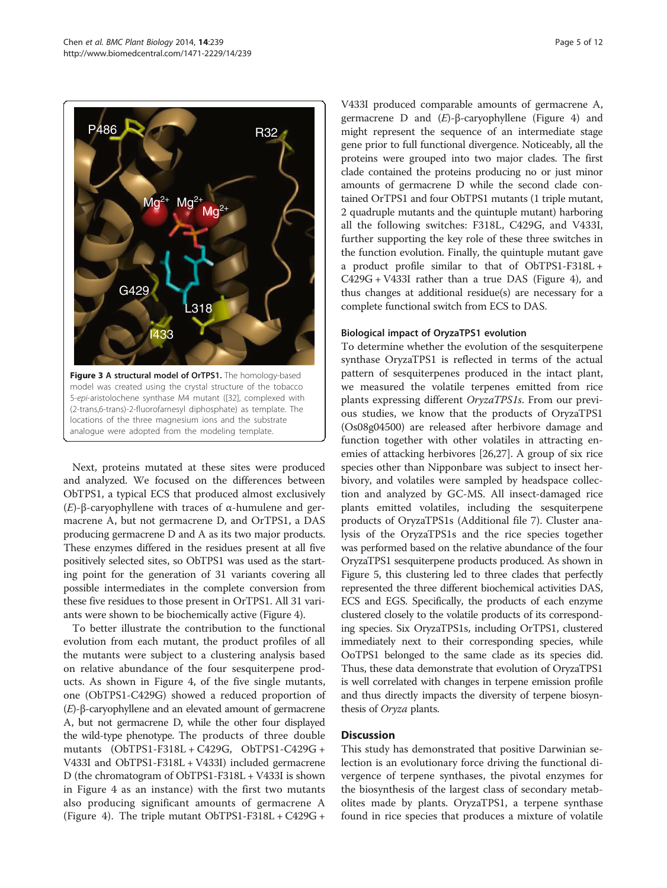**Figure 3 A structural model of OrTPS1.** The homology-based model was created using the crystal structure of the tobacco 5-*epi*-aristolochene synthase M4 mutant ([32], complexed with (2-trans,6-trans)-2-fluorofarnesyl diphosphate) as template. The locations of the three magnesium ions and the substrate analogue were adopted from the modeling template.

Next, proteins mutated at these sites were produced and analyzed. We focused on the differences between ObTPS1, a typical ECS that produced almost exclusively (*E*)-β-caryophyllene with traces of α-humulene and germacrene A, but not germacrene D, and OrTPS1, a DAS producing germacrene D and A as its two major products. These enzymes differed in the residues present at all five positively selected sites, so ObTPS1 was used as the starting point for the generation of 31 variants covering all possible intermediates in the complete conversion from these five residues to those present in OrTPS1. All 31 variants were shown to be biochemically active (Figure 4).

To better illustrate the contribution to the functional evolution from each mutant, the product profiles of all the mutants were subject to a clustering analysis based on relative abundance of the four sesquiterpene products. As shown in Figure 4, of the five single mutants, one (ObTPS1-C429G) showed a reduced proportion of (*E*)-β-caryophyllene and an elevated amount of germacrene A, but not germacrene D, while the other four displayed the wild-type phenotype. The products of three double mutants (ObTPS1-F318L + C429G, ObTPS1-C429G + V433I and ObTPS1-F318L + V433I) included germacrene D (the chromatogram of ObTPS1-F318L + V433I is shown in Figure 4 as an instance) with the first two mutants also producing significant amounts of germacrene A (Figure 4). The triple mutant ObTPS1-F318L + C429G + V433I produced comparable amounts of germacrene A, germacrene D and (*E*)-β-caryophyllene (Figure 4) and might represent the sequence of an intermediate stage gene prior to full functional divergence. Noticeably, all the proteins were grouped into two major clades. The first clade contained the proteins producing no or just minor amounts of germacrene D while the second clade contained OrTPS1 and four ObTPS1 mutants (1 triple mutant, 2 quadruple mutants and the quintuple mutant) harboring all the following switches: F318L, C429G, and V433I, further supporting the key role of these three switches in the function evolution. Finally, the quintuple mutant gave a product profile similar to that of ObTPS1-F318L + C429G + V433I rather than a true DAS (Figure 4), and thus changes at additional residue(s) are necessary for a complete functional switch from ECS to DAS.

### Biological impact of OryzaTPS1 evolution

To determine whether the evolution of the sesquiterpene synthase OryzaTPS1 is reflected in terms of the actual pattern of sesquiterpenes produced in the intact plant, we measured the volatile terpenes emitted from rice plants expressing different *OryzaTPS1s*. From our previous studies, we know that the products of OryzaTPS1 (Os08g04500) are released after herbivore damage and function together with other volatiles in attracting enemies of attacking herbivores [26,27]. A group of six rice species other than Nipponbare was subject to insect herbivory, and volatiles were sampled by headspace collection and analyzed by GC-MS. All insect-damaged rice plants emitted volatiles, including the sesquiterpene products of OryzaTPS1s (Additional file 7). Cluster analysis of the OryzaTPS1s and the rice species together was performed based on the relative abundance of the four OryzaTPS1 sesquiterpene products produced. As shown in Figure 5, this clustering led to three clades that perfectly represented the three different biochemical activities DAS, ECS and EGS. Specifically, the products of each enzyme clustered closely to the volatile products of its corresponding species. Six OryzaTPS1s, including OrTPS1, clustered immediately next to their corresponding species, while OoTPS1 belonged to the same clade as its species did. Thus, these data demonstrate that evolution of OryzaTPS1 is well correlated with changes in terpene emission profile and thus directly impacts the diversity of terpene biosynthesis of *Oryza* plants.

## Discussion

This study has demonstrated that positive Darwinian selection is an evolutionary force driving the functional divergence of terpene synthases, the pivotal enzymes for the biosynthesis of the largest class of secondary metabolites made by plants. OryzaTPS1, a terpene synthase found in rice species that produces a mixture of volatile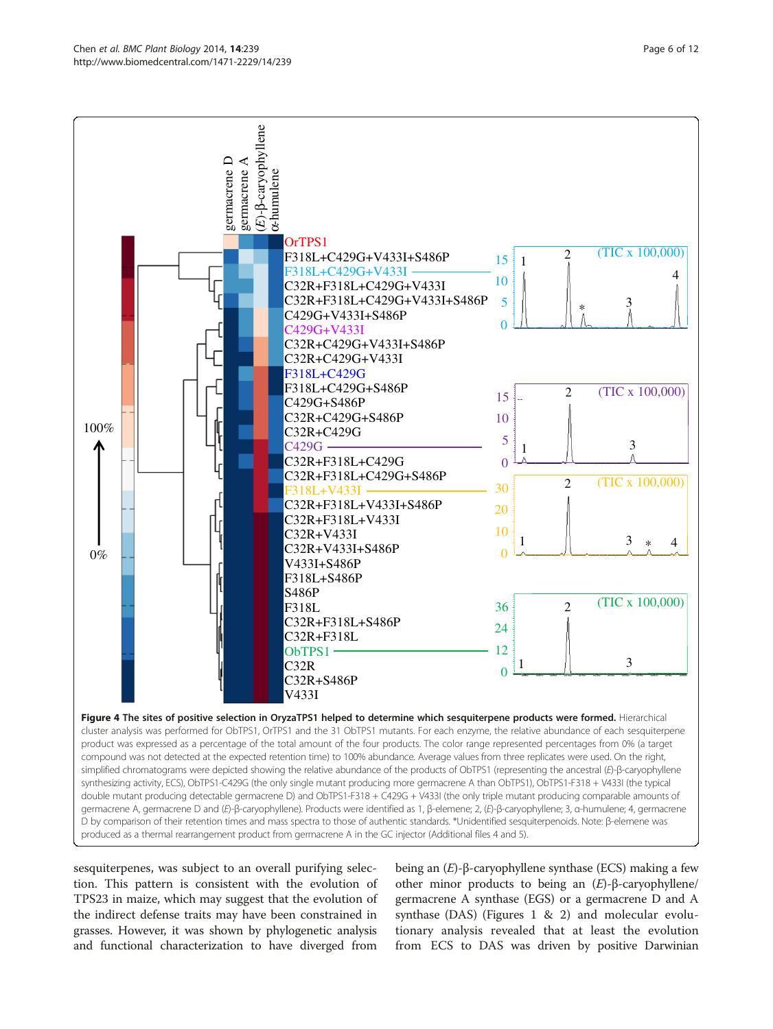**Figure 4 The sites of positive selection in OryzaTPS1 helped to determine which sesquiterpene products were formed.** Hierarchical cluster analysis was performed for ObTPS1, OrTPS1 and the 31 ObTPS1 mutants. For each enzyme, the relative abundance of each sesquiterpene product was expressed as a percentage of the total amount of the four products. The color range represented percentages from 0% (a target compound was not detected at the expected retention time) to 100% abundance. Average values from three replicates were used. On the right, simplified chromatograms were depicted showing the relative abundance of the products of ObTPS1 (representing the ancestral (*E*)-β-caryophyllene synthesizing activity, ECS), ObTPS1-C429G (the only single mutant producing more germacrene A than ObTPS1), ObTPS1-F318 + V433I (the typical double mutant producing detectable germacrene D) and ObTPS1-F318 + C429G + V433I (the only triple mutant producing comparable amounts of germacrene A, germacrene D and (*E*)-β-caryophyllene). Products were identified as 1, β-elemene; 2, (*E*)-β-caryophyllene; 3, α-humulene; 4, germacrene D by comparison of their retention times and mass spectra to those of authentic standards. *Unidentified sesquiterpenoids. Note: β-elemene was produced as a thermal rearrangement product from germacrene A in the GC injector (Additional files 4 and 5).

sesquiterpenes, was subject to an overall purifying selection. This pattern is consistent with the evolution of TPS23 in maize, which may suggest that the evolution of the indirect defense traits may have been constrained in grasses. However, it was shown by phylogenetic analysis and functional characterization to have diverged from being an (*E*)-β-caryophyllene synthase (ECS) making a few other minor products to being an (*E*)-β-caryophyllene/germacrene A synthase (EGS) or a germacrene D and A synthase (DAS) (Figures 1 & 2) and molecular evolutionary analysis revealed that at least the evolution from ECS to DAS was driven by positive Darwinian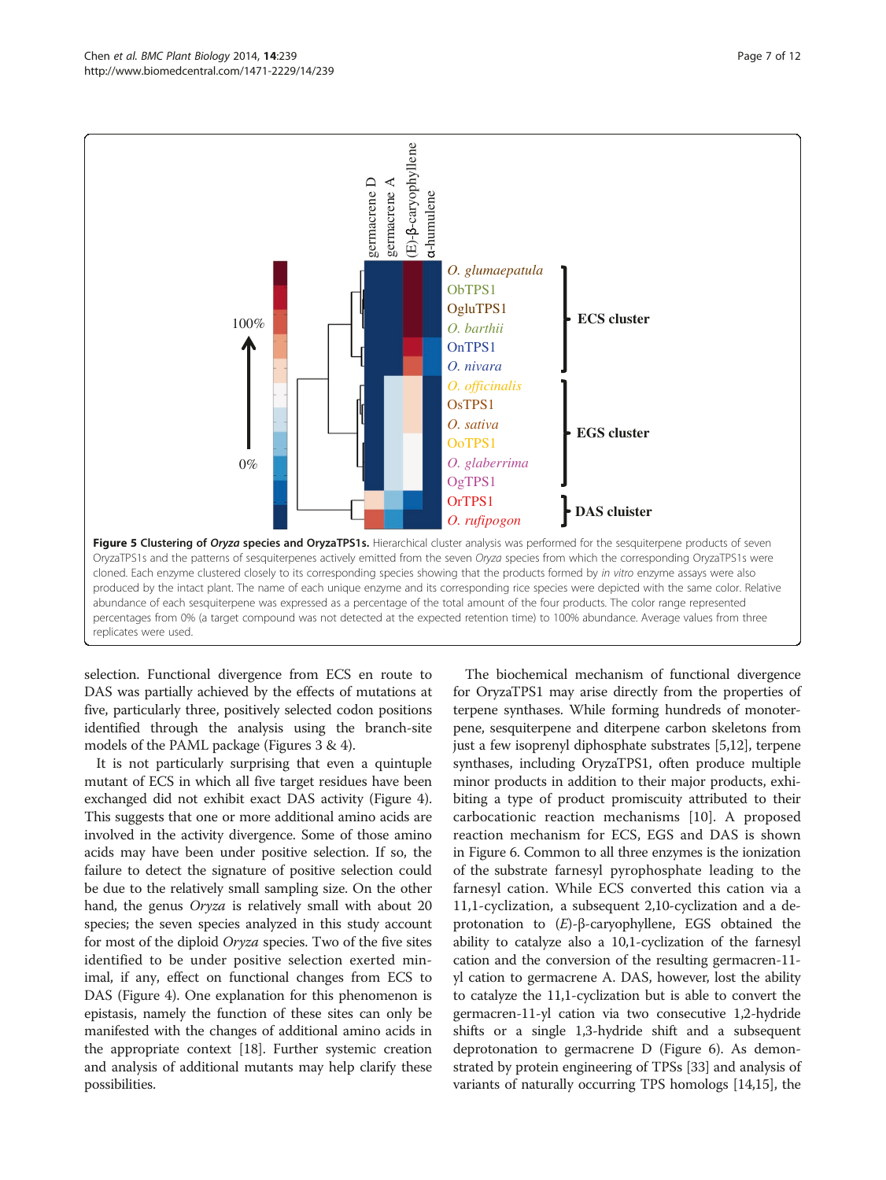**Figure 5 Clustering of *Oryza* species and OryzaTPS1s.** Hierarchical cluster analysis was performed for the sesquiterpene products of seven OryzaTPS1s and the patterns of sesquiterpenes actively emitted from the seven *Oryza* species from which the corresponding OryzaTPS1s were cloned. Each enzyme clustered closely to its corresponding species showing that the products formed by *in vitro* enzyme assays were also produced by the intact plant. The name of each unique enzyme and its corresponding rice species were depicted with the same color. Relative abundance of each sesquiterpene was expressed as a percentage of the total amount of the four products. The color range represented percentages from 0% (a target compound was not detected at the expected retention time) to 100% abundance. Average values from three replicates were used.

selection. Functional divergence from ECS en route to DAS was partially achieved by the effects of mutations at five, particularly three, positively selected codon positions identified through the analysis using the branch-site models of the PAML package (Figures 3 & 4).

It is not particularly surprising that even a quintuple mutant of ECS in which all five target residues have been exchanged did not exhibit exact DAS activity (Figure 4). This suggests that one or more additional amino acids are involved in the activity divergence. Some of those amino acids may have been under positive selection. If so, the failure to detect the signature of positive selection could be due to the relatively small sampling size. On the other hand, the genus *Oryza* is relatively small with about 20 species; the seven species analyzed in this study account for most of the diploid *Oryza* species. Two of the five sites identified to be under positive selection exerted minimal, if any, effect on functional changes from ECS to DAS (Figure 4). One explanation for this phenomenon is epistasis, namely the function of these sites can only be manifested with the changes of additional amino acids in the appropriate context [18]. Further systemic creation and analysis of additional mutants may help clarify these possibilities.

The biochemical mechanism of functional divergence for OryzaTPS1 may arise directly from the properties of terpene synthases. While forming hundreds of monoterpene, sesquiterpene and diterpene carbon skeletons from just a few isoprenyl diphosphate substrates [5,12], terpene synthases, including OryzaTPS1, often produce multiple minor products in addition to their major products, exhibiting a type of product promiscuity attributed to their carbocationic reaction mechanisms [10]. A proposed reaction mechanism for ECS, EGS and DAS is shown in Figure 6. Common to all three enzymes is the ionization of the substrate farnesyl pyrophosphate leading to the farnesyl cation. While ECS converted this cation via a 11,1-cyclization, a subsequent 2,10-cyclization and a deprotonation to (*E*)-β-caryophyllene, EGS obtained the ability to catalyze also a 10,1-cyclization of the farnesyl cation and the conversion of the resulting germacren-11-yl cation to germacrene A. DAS, however, lost the ability to catalyze the 11,1-cyclization but is able to convert the germacren-11-yl cation via two consecutive 1,2-hydride shifts or a single 1,3-hydride shift and a subsequent deprotonation to germacrene D (Figure 6). As demonstrated by protein engineering of TPSs [33] and analysis of variants of naturally occurring TPS homologs [14,15], the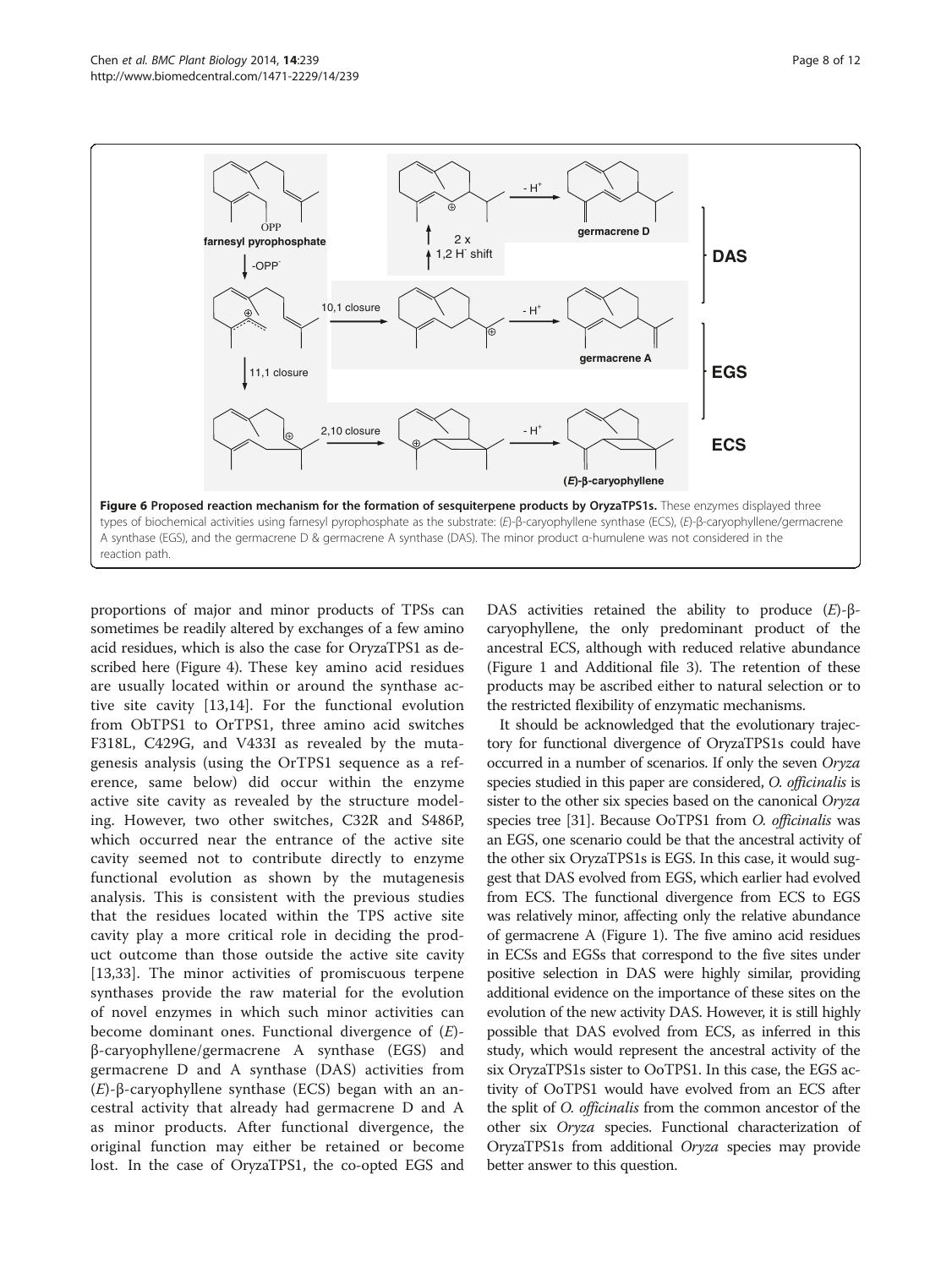**Figure 6 Proposed reaction mechanism for the formation of sesquiterpene products by OryzaTPS1s.** These enzymes displayed three types of biochemical activities using farnesyl pyrophosphate as the substrate: (*E*)-β-caryophyllene synthase (ECS), (*E*)-β-caryophyllene/germacrene A synthase (EGS), and the germacrene D & germacrene A synthase (DAS). The minor product α-humulene was not considered in the reaction path.

proportions of major and minor products of TPSs can sometimes be readily altered by exchanges of a few amino acid residues, which is also the case for OryzaTPS1 as described here (Figure 4). These key amino acid residues are usually located within or around the synthase active site cavity [13,14]. For the functional evolution from ObTPS1 to OrTPS1, three amino acid switches F318L, C429G, and V433I as revealed by the mutagenesis analysis (using the OrTPS1 sequence as a reference, same below) did occur within the enzyme active site cavity as revealed by the structure modeling. However, two other switches, C32R and S486P, which occurred near the entrance of the active site cavity seemed not to contribute directly to enzyme functional evolution as shown by the mutagenesis analysis. This is consistent with the previous studies that the residues located within the TPS active site cavity play a more critical role in deciding the product outcome than those outside the active site cavity [13,33]. The minor activities of promiscuous terpene synthases provide the raw material for the evolution of novel enzymes in which such minor activities can become dominant ones. Functional divergence of (*E*)-β-caryophyllene/germacrene A synthase (EGS) and germacrene D and A synthase (DAS) activities from (*E*)-β-caryophyllene synthase (ECS) began with an ancestral activity that already had germacrene D and A as minor products. After functional divergence, the original function may either be retained or become lost. In the case of OryzaTPS1, the co-opted EGS and DAS activities retained the ability to produce (*E*)-β-caryophyllene, the only predominant product of the ancestral ECS, although with reduced relative abundance (Figure 1 and Additional file 3). The retention of these products may be ascribed either to natural selection or to the restricted flexibility of enzymatic mechanisms.

It should be acknowledged that the evolutionary trajectory for functional divergence of OryzaTPS1s could have occurred in a number of scenarios. If only the seven *Oryza* species studied in this paper are considered, *O. officinalis* is sister to the other six species based on the canonical *Oryza* species tree [31]. Because OoTPS1 from *O. officinalis* was an EGS, one scenario could be that the ancestral activity of the other six OryzaTPS1s is EGS. In this case, it would suggest that DAS evolved from EGS, which earlier had evolved from ECS. The functional divergence from ECS to EGS was relatively minor, affecting only the relative abundance of germacrene A (Figure 1). The five amino acid residues in ECSs and EGSs that correspond to the five sites under positive selection in DAS were highly similar, providing additional evidence on the importance of these sites on the evolution of the new activity DAS. However, it is still highly possible that DAS evolved from ECS, as inferred in this study, which would represent the ancestral activity of the six OryzaTPS1s sister to OoTPS1. In this case, the EGS activity of OoTPS1 would have evolved from an ECS after the split of *O. officinalis* from the common ancestor of the other six *Oryza* species. Functional characterization of OryzaTPS1s from additional *Oryza* species may provide better answer to this question.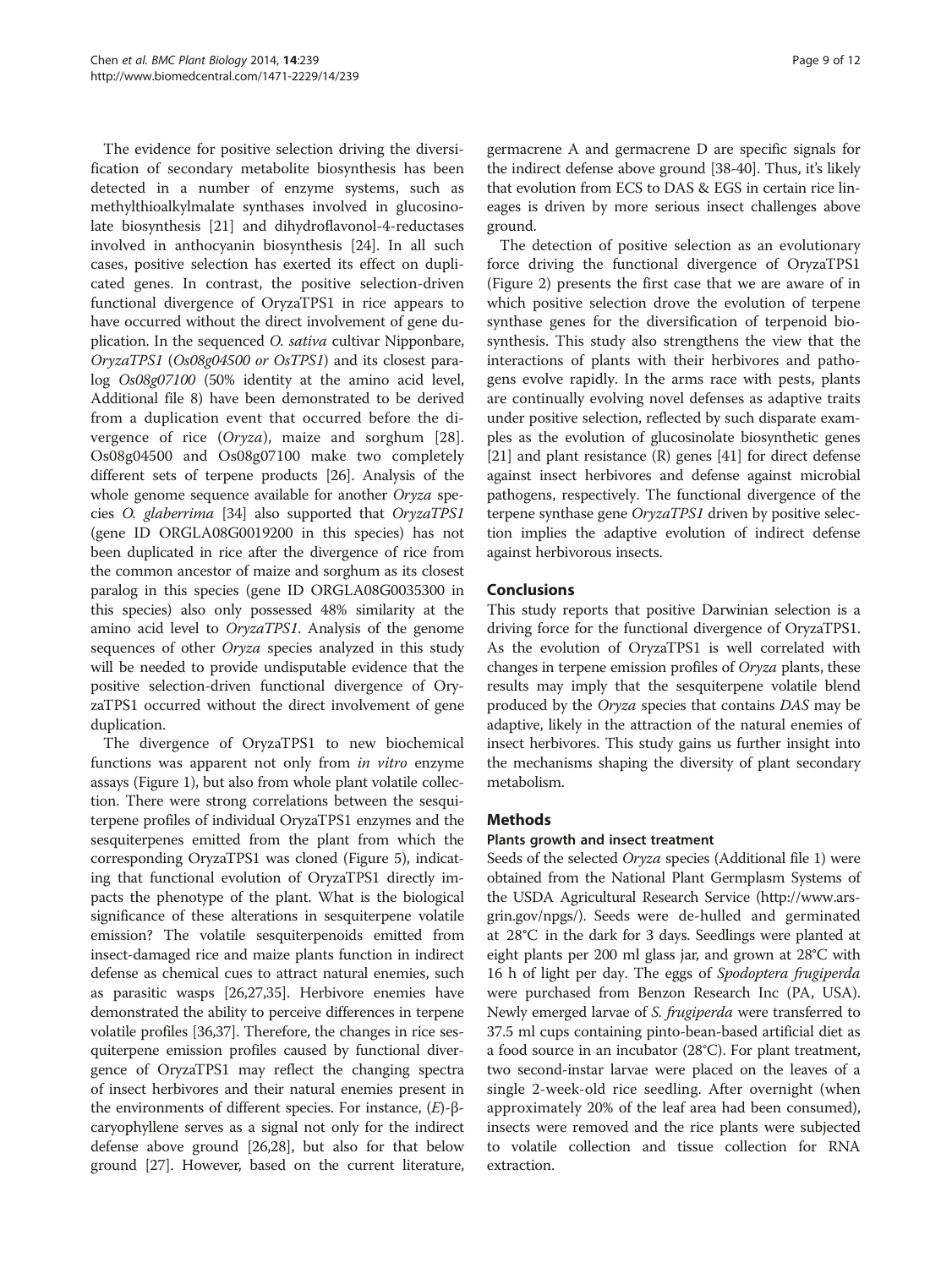The evidence for positive selection driving the diversification of secondary metabolite biosynthesis has been detected in a number of enzyme systems, such as methylthioalkylmalate synthases involved in glucosinolate biosynthesis [21] and dihydroflavonol-4-reductases involved in anthocyanin biosynthesis [24]. In all such cases, positive selection has exerted its effect on duplicated genes. In contrast, the positive selection-driven functional divergence of OryzaTPS1 in rice appears to have occurred without the direct involvement of gene duplication. In the sequenced *O. sativa* cultivar Nipponbare, *OryzaTPS1* (*Os08g04500 or OsTPS1*) and its closest paralog *Os08g07100* (50% identity at the amino acid level, Additional file 8) have been demonstrated to be derived from a duplication event that occurred before the divergence of rice (*Oryza*), maize and sorghum [28]. Os08g04500 and Os08g07100 make two completely different sets of terpene products [26]. Analysis of the whole genome sequence available for another *Oryza* species *O. glaberrima* [34] also supported that *OryzaTPS1* (gene ID ORGLA08G0019200 in this species) has not been duplicated in rice after the divergence of rice from the common ancestor of maize and sorghum as its closest paralog in this species (gene ID ORGLA08G0035300 in this species) also only possessed 48% similarity at the amino acid level to *OryzaTPS1*. Analysis of the genome sequences of other *Oryza* species analyzed in this study will be needed to provide undisputable evidence that the positive selection-driven functional divergence of OryzaTPS1 occurred without the direct involvement of gene duplication.

The divergence of OryzaTPS1 to new biochemical functions was apparent not only from *in vitro* enzyme assays (Figure 1), but also from whole plant volatile collection. There were strong correlations between the sesquiterpene profiles of individual OryzaTPS1 enzymes and the sesquiterpenes emitted from the plant from which the corresponding OryzaTPS1 was cloned (Figure 5), indicating that functional evolution of OryzaTPS1 directly impacts the phenotype of the plant. What is the biological significance of these alterations in sesquiterpene volatile emission? The volatile sesquiterpenoids emitted from insect-damaged rice and maize plants function in indirect defense as chemical cues to attract natural enemies, such as parasitic wasps [26,27,35]. Herbivore enemies have demonstrated the ability to perceive differences in terpene volatile profiles [36,37]. Therefore, the changes in rice sesquiterpene emission profiles caused by functional divergence of OryzaTPS1 may reflect the changing spectra of insect herbivores and their natural enemies present in the environments of different species. For instance, (*E*)-β-caryophyllene serves as a signal not only for the indirect defense above ground [26,28], but also for that below ground [27]. However, based on the current literature, germacrene A and germacrene D are specific signals for the indirect defense above ground [38-40]. Thus, it's likely that evolution from ECS to DAS & EGS in certain rice lineages is driven by more serious insect challenges above ground.

The detection of positive selection as an evolutionary force driving the functional divergence of OryzaTPS1 (Figure 2) presents the first case that we are aware of in which positive selection drove the evolution of terpene synthase genes for the diversification of terpenoid biosynthesis. This study also strengthens the view that the interactions of plants with their herbivores and pathogens evolve rapidly. In the arms race with pests, plants are continually evolving novel defenses as adaptive traits under positive selection, reflected by such disparate examples as the evolution of glucosinolate biosynthetic genes [21] and plant resistance (R) genes [41] for direct defense against insect herbivores and defense against microbial pathogens, respectively. The functional divergence of the terpene synthase gene *OryzaTPS1* driven by positive selection implies the adaptive evolution of indirect defense against herbivorous insects.

## Conclusions

This study reports that positive Darwinian selection is a driving force for the functional divergence of OryzaTPS1. As the evolution of OryzaTPS1 is well correlated with changes in terpene emission profiles of *Oryza* plants, these results may imply that the sesquiterpene volatile blend produced by the *Oryza* species that contains *DAS* may be adaptive, likely in the attraction of the natural enemies of insect herbivores. This study gains us further insight into the mechanisms shaping the diversity of plant secondary metabolism.

## Methods

### Plants growth and insect treatment

Seeds of the selected *Oryza* species (Additional file 1) were obtained from the National Plant Germplasm Systems of the USDA Agricultural Research Service (http://www.ars-grin.gov/npgs/). Seeds were de-hulled and germinated at 28°C in the dark for 3 days. Seedlings were planted at eight plants per 200 ml glass jar, and grown at 28°C with 16 h of light per day. The eggs of *Spodoptera frugiperda* were purchased from Benzon Research Inc (PA, USA). Newly emerged larvae of *S. frugiperda* were transferred to 37.5 ml cups containing pinto-bean-based artificial diet as a food source in an incubator (28°C). For plant treatment, two second-instar larvae were placed on the leaves of a single 2-week-old rice seedling. After overnight (when approximately 20% of the leaf area had been consumed), insects were removed and the rice plants were subjected to volatile collection and tissue collection for RNA extraction.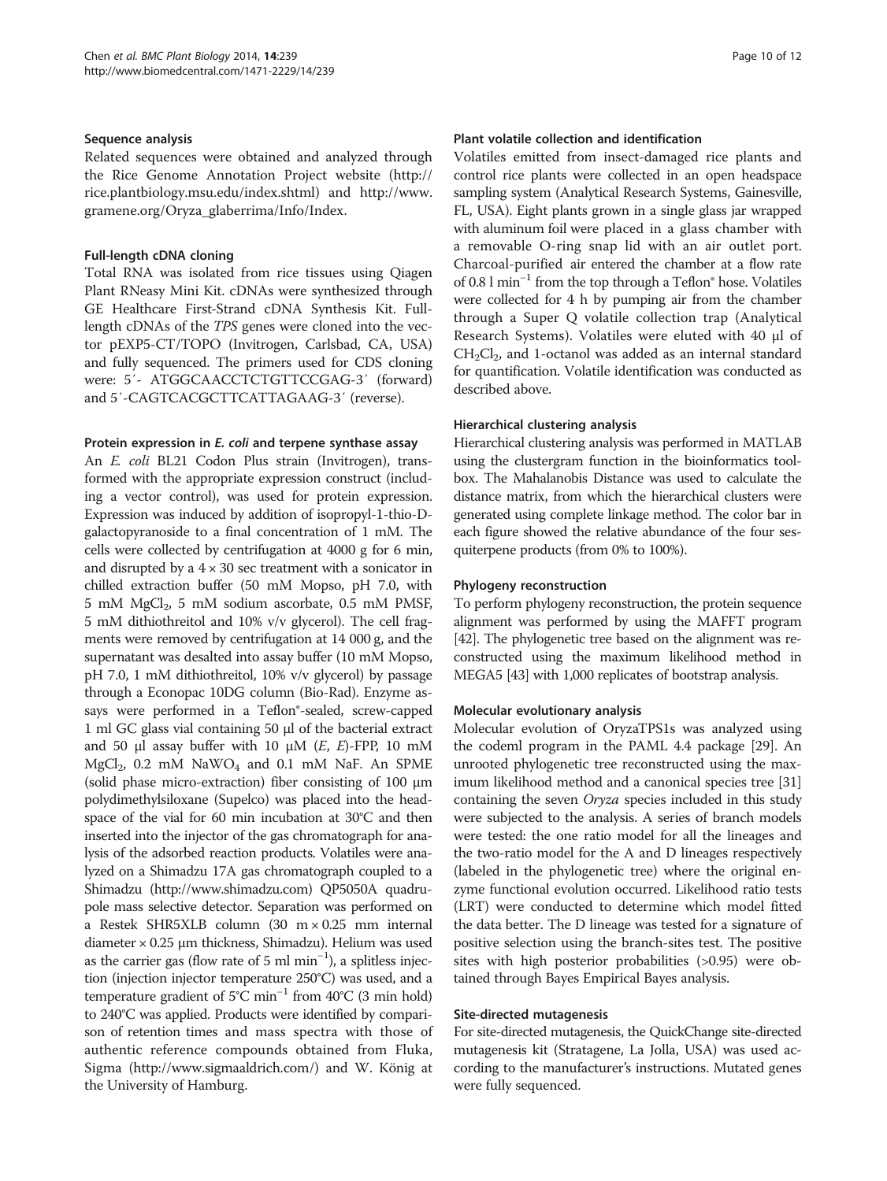### Sequence analysis

Related sequences were obtained and analyzed through the Rice Genome Annotation Project website (http://rice.plantbiology.msu.edu/index.shtml) and http://www.gramene.org/Oryza_glaberrima/Info/Index.

### Full-length cDNA cloning

Total RNA was isolated from rice tissues using Qiagen Plant RNeasy Mini Kit. cDNAs were synthesized through GE Healthcare First-Strand cDNA Synthesis Kit. Full-length cDNAs of the *TPS* genes were cloned into the vector pEXP5-CT/TOPO (Invitrogen, Carlsbad, CA, USA) and fully sequenced. The primers used for CDS cloning were: 5′- ATGGCAACCTCTGTTCCGAG-3′ (forward) and 5′-CAGTCACGCTTCATTAGAAG-3′ (reverse).

### Protein expression in *E. coli* and terpene synthase assay

An *E. coli* BL21 Codon Plus strain (Invitrogen), transformed with the appropriate expression construct (including a vector control), was used for protein expression. Expression was induced by addition of isopropyl-1-thio-D-galactopyranoside to a final concentration of 1 mM. The cells were collected by centrifugation at 4000 g for 6 min, and disrupted by a 4 × 30 sec treatment with a sonicator in chilled extraction buffer (50 mM Mopso, pH 7.0, with 5 mM $MgCl_2$, 5 mM sodium ascorbate, 0.5 mM PMSF, 5 mM dithiothreitol and 10% v/v glycerol). The cell fragments were removed by centrifugation at 14 000 g, and the supernatant was desalted into assay buffer (10 mM Mopso, pH 7.0, 1 mM dithiothreitol, 10% v/v glycerol) by passage through a Econopac 10DG column (Bio-Rad). Enzyme assays were performed in a Teflon®-sealed, screw-capped 1 ml GC glass vial containing 50 μl of the bacterial extract and 50 μl assay buffer with 10 μM (*E*, *E*)-FPP, 10 mM $MgCl_2$, 0.2 mM $NaWO_4$ and 0.1 mM NaF. An SPME (solid phase micro-extraction) fiber consisting of 100 μm polydimethylsiloxane (Supelco) was placed into the headspace of the vial for 60 min incubation at 30°C and then inserted into the injector of the gas chromatograph for analysis of the adsorbed reaction products. Volatiles were analyzed on a Shimadzu 17A gas chromatograph coupled to a Shimadzu (http://www.shimadzu.com) QP5050A quadrupole mass selective detector. Separation was performed on a Restek SHR5XLB column (30 m × 0.25 mm internal diameter × 0.25 μm thickness, Shimadzu). Helium was used as the carrier gas (flow rate of 5 ml $min^{-1}$), a splitless injection (injection injector temperature 250°C) was used, and a temperature gradient of 5°C $min^{-1}$ from 40°C (3 min hold) to 240°C was applied. Products were identified by comparison of retention times and mass spectra with those of authentic reference compounds obtained from Fluka, Sigma (http://www.sigmaaldrich.com/) and W. König at the University of Hamburg.

### Plant volatile collection and identification

Volatiles emitted from insect-damaged rice plants and control rice plants were collected in an open headspace sampling system (Analytical Research Systems, Gainesville, FL, USA). Eight plants grown in a single glass jar wrapped with aluminum foil were placed in a glass chamber with a removable O-ring snap lid with an air outlet port. Charcoal-purified air entered the chamber at a flow rate of 0.8 l $min^{-1}$ from the top through a Teflon® hose. Volatiles were collected for 4 h by pumping air from the chamber through a Super Q volatile collection trap (Analytical Research Systems). Volatiles were eluted with 40 μl of $CH_2Cl_2$, and 1-octanol was added as an internal standard for quantification. Volatile identification was conducted as described above.

### Hierarchical clustering analysis

Hierarchical clustering analysis was performed in MATLAB using the clustergram function in the bioinformatics toolbox. The Mahalanobis Distance was used to calculate the distance matrix, from which the hierarchical clusters were generated using complete linkage method. The color bar in each figure showed the relative abundance of the four sesquiterpene products (from 0% to 100%).

### Phylogeny reconstruction

To perform phylogeny reconstruction, the protein sequence alignment was performed by using the MAFFT program [42]. The phylogenetic tree based on the alignment was reconstructed using the maximum likelihood method in MEGA5 [43] with 1,000 replicates of bootstrap analysis.

### Molecular evolutionary analysis

Molecular evolution of OryzaTPS1s was analyzed using the codeml program in the PAML 4.4 package [29]. An unrooted phylogenetic tree reconstructed using the maximum likelihood method and a canonical species tree [31] containing the seven *Oryza* species included in this study were subjected to the analysis. A series of branch models were tested: the one ratio model for all the lineages and the two-ratio model for the A and D lineages respectively (labeled in the phylogenetic tree) where the original enzyme functional evolution occurred. Likelihood ratio tests (LRT) were conducted to determine which model fitted the data better. The D lineage was tested for a signature of positive selection using the branch-sites test. The positive sites with high posterior probabilities (>0.95) were obtained through Bayes Empirical Bayes analysis.

### Site-directed mutagenesis

For site-directed mutagenesis, the QuickChange site-directed mutagenesis kit (Stratagene, La Jolla, USA) was used according to the manufacturer's instructions. Mutated genes were fully sequenced.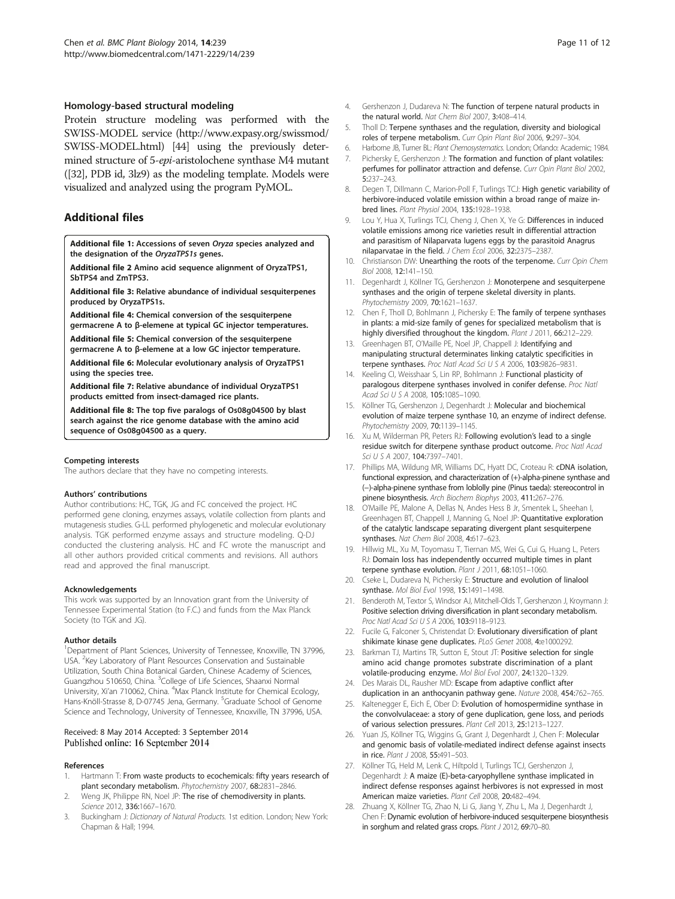### Homology-based structural modeling

Protein structure modeling was performed with the SWISS-MODEL service (http://www.expasy.org/swissmod/SWISS-MODEL.html) [44] using the previously determined structure of 5-*epi*-aristolochene synthase M4 mutant ([32], PDB id, 3lz9) as the modeling template. Models were visualized and analyzed using the program PyMOL.

## Additional files

**Additional file 1: Accessions of seven *Oryza* species analyzed and the designation of the *OryzaTPS1s* genes.**

**Additional file 2 Amino acid sequence alignment of OryzaTPS1, SbTPS4 and ZmTPS3.**

**Additional file 3: Relative abundance of individual sesquiterpenes produced by OryzaTPS1s.**

**Additional file 4: Chemical conversion of the sesquiterpene germacrene A to β-elemene at typical GC injector temperatures.**

**Additional file 5: Chemical conversion of the sesquiterpene germacrene A to β-elemene at a low GC injector temperature.**

**Additional file 6: Molecular evolutionary analysis of OryzaTPS1 using the species tree.**

**Additional file 7: Relative abundance of individual OryzaTPS1 products emitted from insect-damaged rice plants.**

**Additional file 8: The top five paralogs of Os08g04500 by blast search against the rice genome database with the amino acid sequence of Os08g04500 as a query.**

#### Competing interests

The authors declare that they have no competing interests.

#### Authors' contributions

Author contributions: HC, TGK, JG and FC conceived the project. HC performed gene cloning, enzymes assays, volatile collection from plants and mutagenesis studies. G-LL performed phylogenetic and molecular evolutionary analysis. TGK performed enzyme assays and structure modeling. Q-DJ conducted the clustering analysis. HC and FC wrote the manuscript and all other authors provided critical comments and revisions. All authors read and approved the final manuscript.

#### Acknowledgements

This work was supported by an Innovation grant from the University of Tennessee Experimental Station (to F.C.) and funds from the Max Planck Society (to TGK and JG).

#### Author details

[1]Department of Plant Sciences, University of Tennessee, Knoxville, TN 37996, USA. [2]Key Laboratory of Plant Resources Conservation and Sustainable Utilization, South China Botanical Garden, Chinese Academy of Sciences, Guangzhou 510650, China. [3]College of Life Sciences, Shaanxi Normal University, Xi'an 710062, China. [4]Max Planck Institute for Chemical Ecology, Hans-Knöll-Strasse 8, D-07745 Jena, Germany. [5]Graduate School of Genome Science and Technology, University of Tennessee, Knoxville, TN 37996, USA.

Received: 8 May 2014 Accepted: 3 September 2014
Published online: 16 September 2014

#### References

1. Hartmann T: **From waste products to ecochemicals: fifty years research of plant secondary metabolism.** *Phytochemistry* 2007, **68:**2831–2846.
2. Weng JK, Philippe RN, Noel JP: **The rise of chemodiversity in plants.** *Science* 2012, **336:**1667–1670.
3. Buckingham J: *Dictionary of Natural Products.* 1st edition. London; New York: Chapman & Hall; 1994.
4. Gershenzon J, Dudareva N: **The function of terpene natural products in the natural world.** *Nat Chem Biol* 2007, **3:**408–414.
5. Tholl D: **Terpene synthases and the regulation, diversity and biological roles of terpene metabolism.** *Curr Opin Plant Biol* 2006, **9:**297–304.
6. Harborne JB, Turner BL: *Plant Chemosystematics.* London; Orlando: Academic; 1984.
7. Pichersky E, Gershenzon J: **The formation and function of plant volatiles: perfumes for pollinator attraction and defense.** *Curr Opin Plant Biol* 2002, **5:**237–243.
8. Degen T, Dillmann C, Marion-Poll F, Turlings TCJ: **High genetic variability of herbivore-induced volatile emission within a broad range of maize inbred lines.** *Plant Physiol* 2004, **135:**1928–1938.
9. Lou Y, Hua X, Turlings TCJ, Cheng J, Chen X, Ye G: **Differences in induced volatile emissions among rice varieties result in differential attraction and parasitism of Nilaparvata lugens eggs by the parasitoid Anagrus nilaparvatae in the field.** *J Chem Ecol* 2006, **32:**2375–2387.
10. Christianson DW: **Unearthing the roots of the terpenome.** *Curr Opin Chem Biol* 2008, **12:**141–150.
11. Degenhardt J, Köllner TG, Gershenzon J: **Monoterpene and sesquiterpene synthases and the origin of terpene skeletal diversity in plants.** *Phytochemistry* 2009, **70:**1621–1637.
12. Chen F, Tholl D, Bohlmann J, Pichersky E: **The family of terpene synthases in plants: a mid-size family of genes for specialized metabolism that is highly diversified throughout the kingdom.** *Plant J* 2011, **66:**212–229.
13. Greenhagen BT, O'Maille PE, Noel JP, Chappell J: **Identifying and manipulating structural determinates linking catalytic specificities in terpene synthases.** *Proc Natl Acad Sci U S A* 2006, **103:**9826–9831.
14. Keeling CI, Weisshaar S, Lin RP, Bohlmann J: **Functional plasticity of paralogous diterpene synthases involved in conifer defense.** *Proc Natl Acad Sci U S A* 2008, **105:**1085–1090.
15. Köllner TG, Gershenzon J, Degenhardt J: **Molecular and biochemical evolution of maize terpene synthase 10, an enzyme of indirect defense.** *Phytochemistry* 2009, **70:**1139–1145.
16. Xu M, Wilderman PR, Peters RJ: **Following evolution's lead to a single residue switch for diterpene synthase product outcome.** *Proc Natl Acad Sci U S A* 2007, **104:**7397–7401.
17. Phillips MA, Wildung MR, Williams DC, Hyatt DC, Croteau R: **cDNA isolation, functional expression, and characterization of (+)-alpha-pinene synthase and (−)-alpha-pinene synthase from loblolly pine (Pinus taeda): stereocontrol in pinene biosynthesis.** *Arch Biochem Biophys* 2003, **411:**267–276.
18. O'Maille PE, Malone A, Dellas N, Andes Hess B Jr, Smentek L, Sheehan I, Greenhagen BT, Chappell J, Manning G, Noel JP: **Quantitative exploration of the catalytic landscape separating divergent plant sesquiterpene synthases.** *Nat Chem Biol* 2008, **4:**617–623.
19. Hillwig ML, Xu M, Toyomasu T, Tiernan MS, Wei G, Cui G, Huang L, Peters RJ: **Domain loss has independently occurred multiple times in plant terpene synthase evolution.** *Plant J* 2011, **68:**1051–1060.
20. Cseke L, Dudareva N, Pichersky E: **Structure and evolution of linalool synthase.** *Mol Biol Evol* 1998, **15:**1491–1498.
21. Benderoth M, Textor S, Windsor AJ, Mitchell-Olds T, Gershenzon J, Kroymann J: **Positive selection driving diversification in plant secondary metabolism.** *Proc Natl Acad Sci U S A* 2006, **103:**9118–9123.
22. Fucile G, Falconer S, Christendat D: **Evolutionary diversification of plant shikimate kinase gene duplicates.** *PLoS Genet* 2008, **4:**e1000292.
23. Barkman TJ, Martins TR, Sutton E, Stout JT: **Positive selection for single amino acid change promotes substrate discrimination of a plant volatile-producing enzyme.** *Mol Biol Evol* 2007, **24:**1320–1329.
24. Des Marais DL, Rausher MD: **Escape from adaptive conflict after duplication in an anthocyanin pathway gene.** *Nature* 2008, **454:**762–765.
25. Kaltenegger E, Eich E, Ober D: **Evolution of homospermidine synthase in the convolvulaceae: a story of gene duplication, gene loss, and periods of various selection pressures.** *Plant Cell* 2013, **25:**1213–1227.
26. Yuan JS, Köllner TG, Wiggins G, Grant J, Degenhardt J, Chen F: **Molecular and genomic basis of volatile-mediated indirect defense against insects in rice.** *Plant J* 2008, **55:**491–503.
27. Köllner TG, Held M, Lenk C, Hiltpold I, Turlings TCJ, Gershenzon J, Degenhardt J: **A maize (E)-beta-caryophyllene synthase implicated in indirect defense responses against herbivores is not expressed in most American maize varieties.** *Plant Cell* 2008, **20:**482–494.
28. Zhuang X, Köllner TG, Zhao N, Li G, Jiang Y, Zhu L, Ma J, Degenhardt J, Chen F: **Dynamic evolution of herbivore-induced sesquiterpene biosynthesis in sorghum and related grass crops.** *Plant J* 2012, **69:**70–80.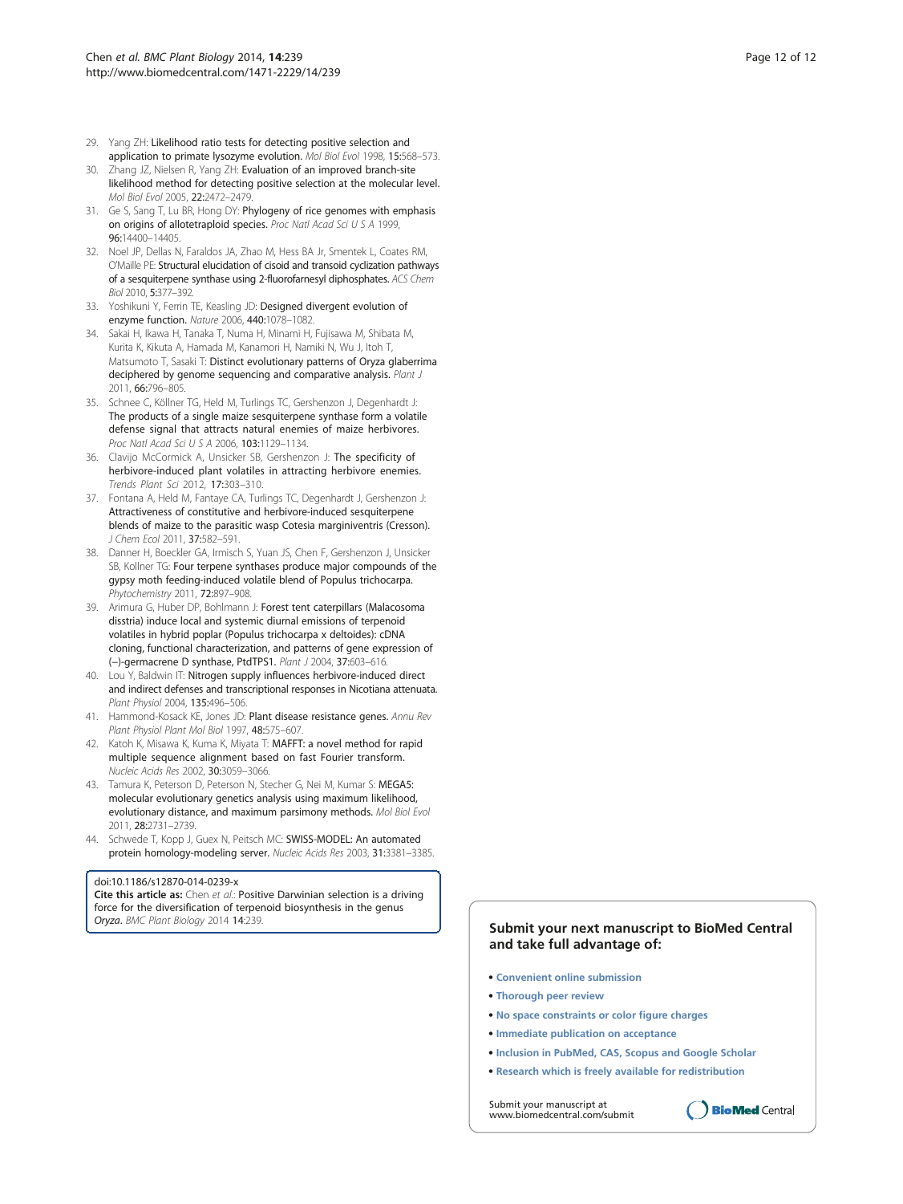29. Yang ZH: **Likelihood ratio tests for detecting positive selection and application to primate lysozyme evolution.** *Mol Biol Evol* 1998, **15:**568–573.
30. Zhang JZ, Nielsen R, Yang ZH: **Evaluation of an improved branch-site likelihood method for detecting positive selection at the molecular level.** *Mol Biol Evol* 2005, **22:**2472–2479.
31. Ge S, Sang T, Lu BR, Hong DY: **Phylogeny of rice genomes with emphasis on origins of allotetraploid species.** *Proc Natl Acad Sci U S A* 1999, **96:**14400–14405.
32. Noel JP, Dellas N, Faraldos JA, Zhao M, Hess BA Jr, Smentek L, Coates RM, O'Maille PE: **Structural elucidation of cisoid and transoid cyclization pathways of a sesquiterpene synthase using 2-fluorofarnesyl diphosphates.** *ACS Chem Biol* 2010, **5:**377–392.
33. Yoshikuni Y, Ferrin TE, Keasling JD: **Designed divergent evolution of enzyme function.** *Nature* 2006, **440:**1078–1082.
34. Sakai H, Ikawa H, Tanaka T, Numa H, Minami H, Fujisawa M, Shibata M, Kurita K, Kikuta A, Hamada M, Kanamori H, Namiki N, Wu J, Itoh T, Matsumoto T, Sasaki T: **Distinct evolutionary patterns of Oryza glaberrima deciphered by genome sequencing and comparative analysis.** *Plant J* 2011, **66:**796–805.
35. Schnee C, Köllner TG, Held M, Turlings TC, Gershenzon J, Degenhardt J: **The products of a single maize sesquiterpene synthase form a volatile defense signal that attracts natural enemies of maize herbivores.** *Proc Natl Acad Sci U S A* 2006, **103:**1129–1134.
36. Clavijo McCormick A, Unsicker SB, Gershenzon J: **The specificity of herbivore-induced plant volatiles in attracting herbivore enemies.** *Trends Plant Sci* 2012, **17:**303–310.
37. Fontana A, Held M, Fantaye CA, Turlings TC, Degenhardt J, Gershenzon J: **Attractiveness of constitutive and herbivore-induced sesquiterpene blends of maize to the parasitic wasp Cotesia marginiventris (Cresson).** *J Chem Ecol* 2011, **37:**582–591.
38. Danner H, Boeckler GA, Irmisch S, Yuan JS, Chen F, Gershenzon J, Unsicker SB, Kollner TG: **Four terpene synthases produce major compounds of the gypsy moth feeding-induced volatile blend of Populus trichocarpa.** *Phytochemistry* 2011, **72:**897–908.
39. Arimura G, Huber DP, Bohlmann J: **Forest tent caterpillars (Malacosoma disstria) induce local and systemic diurnal emissions of terpenoid volatiles in hybrid poplar (Populus trichocarpa x deltoides): cDNA cloning, functional characterization, and patterns of gene expression of (−)-germacrene D synthase, PtdTPS1.** *Plant J* 2004, **37:**603–616.
40. Lou Y, Baldwin IT: **Nitrogen supply influences herbivore-induced direct and indirect defenses and transcriptional responses in Nicotiana attenuata.** *Plant Physiol* 2004, **135:**496–506.
41. Hammond-Kosack KE, Jones JD: **Plant disease resistance genes.** *Annu Rev Plant Physiol Plant Mol Biol* 1997, **48:**575–607.
42. Katoh K, Misawa K, Kuma K, Miyata T: **MAFFT: a novel method for rapid multiple sequence alignment based on fast Fourier transform.** *Nucleic Acids Res* 2002, **30:**3059–3066.
43. Tamura K, Peterson D, Peterson N, Stecher G, Nei M, Kumar S: **MEGA5: molecular evolutionary genetics analysis using maximum likelihood, evolutionary distance, and maximum parsimony methods.** *Mol Biol Evol* 2011, **28:**2731–2739.
44. Schwede T, Kopp J, Guex N, Peitsch MC: **SWISS-MODEL: An automated protein homology-modeling server.** *Nucleic Acids Res* 2003, **31:**3381–3385.

doi:10.1186/s12870-014-0239-x

**Cite this article as:** Chen *et al.*: Positive Darwinian selection is a driving force for the diversification of terpenoid biosynthesis in the genus *Oryza*. *BMC Plant Biology* 2014 **14**:239.

**Submit your next manuscript to BioMed Central and take full advantage of:**

- **Convenient online submission**
- **Thorough peer review**
- **No space constraints or color figure charges**
- **Immediate publication on acceptance**
- **Inclusion in PubMed, CAS, Scopus and Google Scholar**
- **Research which is freely available for redistribution**

Submit your manuscript at
www.biomedcentral.com/submit

BioMed Central